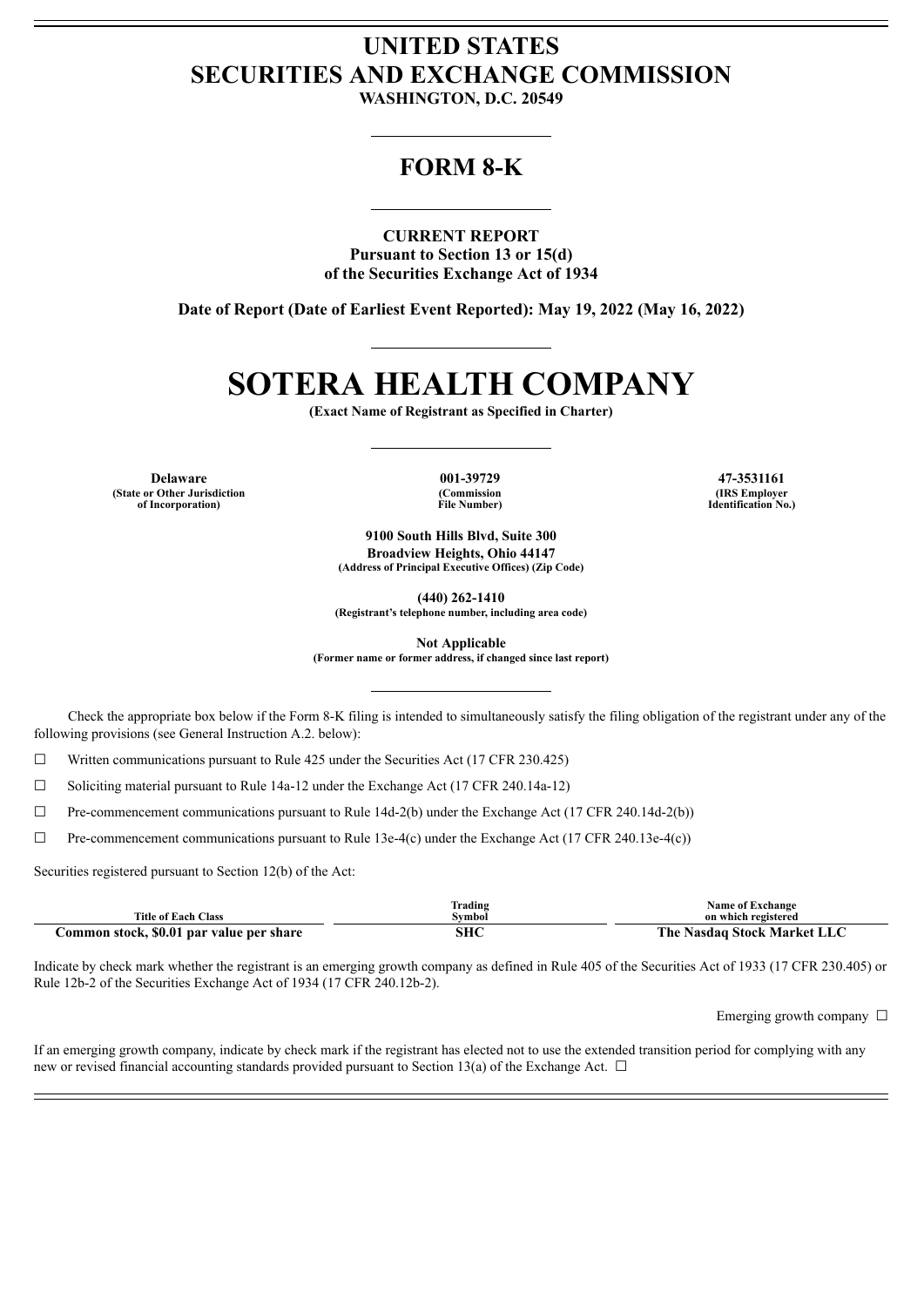# UNITED STATES
# SECURITIES AND EXCHANGE COMMISSION

**WASHINGTON, D.C. 20549**

---

# FORM 8-K

---

**CURRENT REPORT**
**Pursuant to Section 13 or 15(d)**
**of the Securities Exchange Act of 1934**

**Date of Report (Date of Earliest Event Reported): May 19, 2022 (May 16, 2022)**

---

# SOTERA HEALTH COMPANY

**(Exact Name of Registrant as Specified in Charter)**

---

| Delaware | 001-39729 | 47-3531161 |
|---|---|---|
| (State or Other Jurisdiction of Incorporation) | (Commission File Number) | (IRS Employer Identification No.) |

**9100 South Hills Blvd, Suite 300**
**Broadview Heights, Ohio 44147**
**(Address of Principal Executive Offices) (Zip Code)**

**(440) 262-1410**
**(Registrant's telephone number, including area code)**

**Not Applicable**
**(Former name or former address, if changed since last report)**

---

Check the appropriate box below if the Form 8-K filing is intended to simultaneously satisfy the filing obligation of the registrant under any of the following provisions (see General Instruction A.2. below):

☐ Written communications pursuant to Rule 425 under the Securities Act (17 CFR 230.425)

☐ Soliciting material pursuant to Rule 14a-12 under the Exchange Act (17 CFR 240.14a-12)

☐ Pre-commencement communications pursuant to Rule 14d-2(b) under the Exchange Act (17 CFR 240.14d-2(b))

☐ Pre-commencement communications pursuant to Rule 13e-4(c) under the Exchange Act (17 CFR 240.13e-4(c))

Securities registered pursuant to Section 12(b) of the Act:

| Title of Each Class | Trading Symbol | Name of Exchange on which registered |
|---|---|---|
| **Common stock, $0.01 par value per share** | **SHC** | **The Nasdaq Stock Market LLC** |

Indicate by check mark whether the registrant is an emerging growth company as defined in Rule 405 of the Securities Act of 1933 (17 CFR 230.405) or Rule 12b-2 of the Securities Exchange Act of 1934 (17 CFR 240.12b-2).

Emerging growth company ☐

If an emerging growth company, indicate by check mark if the registrant has elected not to use the extended transition period for complying with any new or revised financial accounting standards provided pursuant to Section 13(a) of the Exchange Act. ☐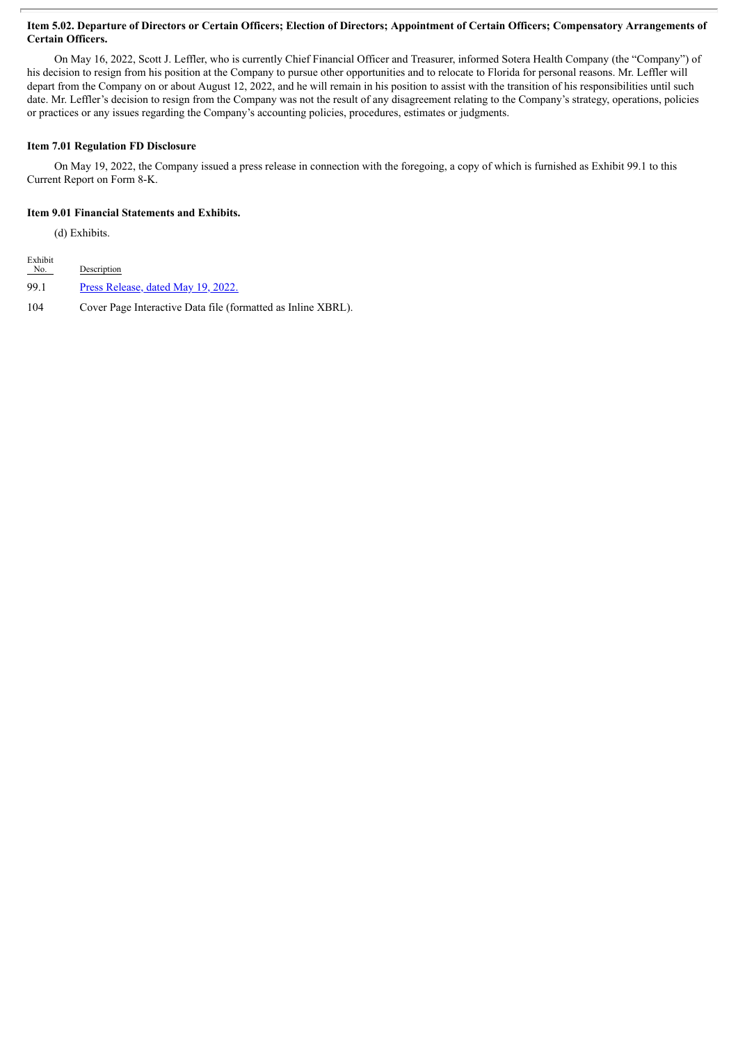**Item 5.02. Departure of Directors or Certain Officers; Election of Directors; Appointment of Certain Officers; Compensatory Arrangements of Certain Officers.**

On May 16, 2022, Scott J. Leffler, who is currently Chief Financial Officer and Treasurer, informed Sotera Health Company (the "Company") of his decision to resign from his position at the Company to pursue other opportunities and to relocate to Florida for personal reasons. Mr. Leffler will depart from the Company on or about August 12, 2022, and he will remain in his position to assist with the transition of his responsibilities until such date. Mr. Leffler's decision to resign from the Company was not the result of any disagreement relating to the Company's strategy, operations, policies or practices or any issues regarding the Company's accounting policies, procedures, estimates or judgments.

**Item 7.01 Regulation FD Disclosure**

On May 19, 2022, the Company issued a press release in connection with the foregoing, a copy of which is furnished as Exhibit 99.1 to this Current Report on Form 8-K.

**Item 9.01 Financial Statements and Exhibits.**

(d) Exhibits.

| Exhibit No. | Description |
|---|---|
| 99.1 | Press Release, dated May 19, 2022. |
| 104 | Cover Page Interactive Data file (formatted as Inline XBRL). |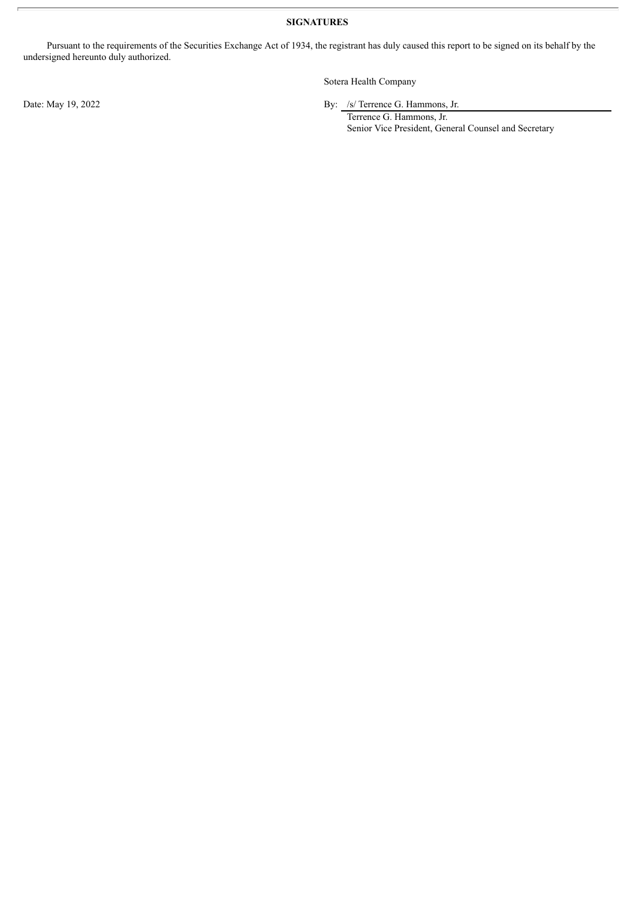**SIGNATURES**

Pursuant to the requirements of the Securities Exchange Act of 1934, the registrant has duly caused this report to be signed on its behalf by the undersigned hereunto duly authorized.

Sotera Health Company

Date: May 19, 2022

By: /s/ Terrence G. Hammons, Jr.

Terrence G. Hammons, Jr.
Senior Vice President, General Counsel and Secretary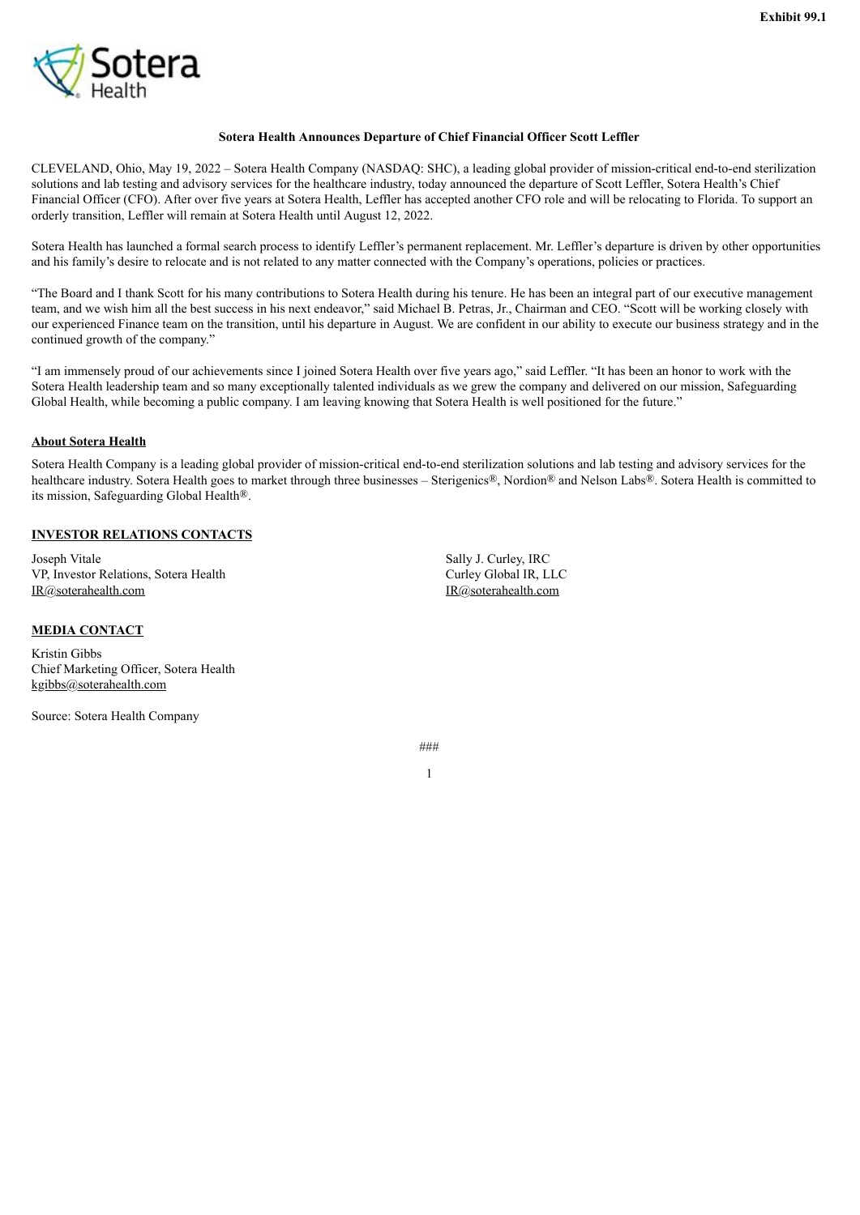Exhibit 99.1

**Sotera Health Announces Departure of Chief Financial Officer Scott Leffler**

CLEVELAND, Ohio, May 19, 2022 – Sotera Health Company (NASDAQ: SHC), a leading global provider of mission-critical end-to-end sterilization solutions and lab testing and advisory services for the healthcare industry, today announced the departure of Scott Leffler, Sotera Health's Chief Financial Officer (CFO). After over five years at Sotera Health, Leffler has accepted another CFO role and will be relocating to Florida. To support an orderly transition, Leffler will remain at Sotera Health until August 12, 2022.

Sotera Health has launched a formal search process to identify Leffler's permanent replacement. Mr. Leffler's departure is driven by other opportunities and his family's desire to relocate and is not related to any matter connected with the Company's operations, policies or practices.

"The Board and I thank Scott for his many contributions to Sotera Health during his tenure. He has been an integral part of our executive management team, and we wish him all the best success in his next endeavor," said Michael B. Petras, Jr., Chairman and CEO. "Scott will be working closely with our experienced Finance team on the transition, until his departure in August. We are confident in our ability to execute our business strategy and in the continued growth of the company."

"I am immensely proud of our achievements since I joined Sotera Health over five years ago," said Leffler. "It has been an honor to work with the Sotera Health leadership team and so many exceptionally talented individuals as we grew the company and delivered on our mission, Safeguarding Global Health, while becoming a public company. I am leaving knowing that Sotera Health is well positioned for the future."

**About Sotera Health**

Sotera Health Company is a leading global provider of mission-critical end-to-end sterilization solutions and lab testing and advisory services for the healthcare industry. Sotera Health goes to market through three businesses – Sterigenics®, Nordion® and Nelson Labs®. Sotera Health is committed to its mission, Safeguarding Global Health®.

**INVESTOR RELATIONS CONTACTS**

Joseph Vitale
VP, Investor Relations, Sotera Health
IR@soterahealth.com

Sally J. Curley, IRC
Curley Global IR, LLC
IR@soterahealth.com

**MEDIA CONTACT**

Kristin Gibbs
Chief Marketing Officer, Sotera Health
kgibbs@soterahealth.com

Source: Sotera Health Company

###